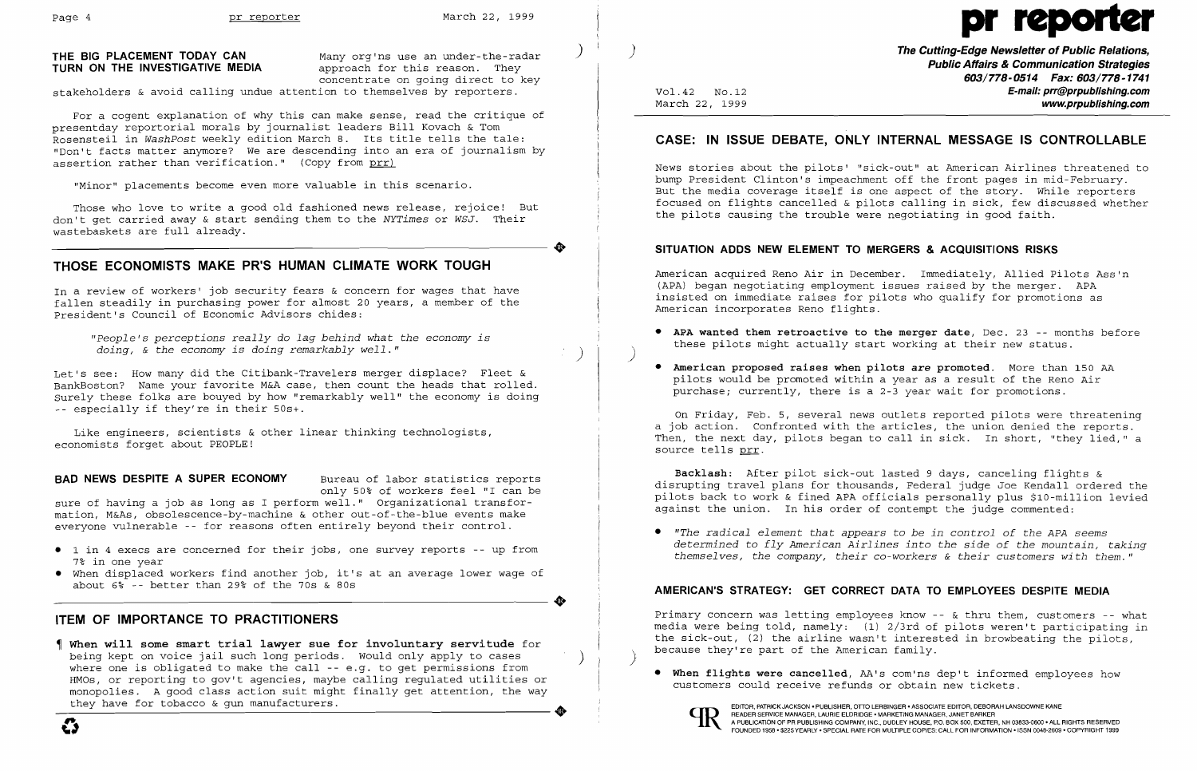**THE BIG PLACEMENT TODAY CAN TURN ON THE INVESTIGATIVE MEDIA** Many org'ns use an under-the-radar approach for this reason. They concentrate on going direct to key stakeholders & avoid calling undue attention to themselves by reporters.

For a cogent explanation of why this can make sense, read the critique of presentday reportorial morals by journalist leaders Bill Kovach & Tom Rosensteil in *WashPost* weekly edition March 8. Its title tells the tale: "Don't facts matter anymore? We are descending into an era of journalism by assertion rather than verification." (Copy from prr)

"Minor" placements become even more valuable in this scenario.

Those who love to write a good old fashioned news release, rejoice! But don't get carried away & start sending them to the *NYTimes* or *WSJ*. Their wastebaskets are full already.

## THOSE ECONOMISTS MAKE PR'S HUMAN CLIMATE WORK TOUGH

In a review of workers' job security fears & concern for wages that have fallen steadily in purchasing power for almost 20 years, a member of the President's Council of Economic Advisors chides:

> *"People's perceptions really do lag behind what the economy is doing, & the economy is doing remarkably well."*

Let's see: How many did the Citibank-Travelers merger displace? Fleet & BankBoston? Name your favorite M&A case, then count the heads that rolled. Surely these folks are bouyed by how "remarkably well" the economy is doing -- especially if they're in their 50s+.

Like engineers, scientists & other linear thinking technologists, economists forget about PEOPLE!

**BAD NEWS DESPITE A SUPER ECONOMY** Bureau of labor statistics reports only 50% of workers feel "I can be sure of having a job as long as I perform well." Organizational transformation, M&As, obsolescence-by-machine & other out-of-the-blue events make everyone vulnerable -- for reasons often entirely beyond their control.

- 1 in 4 execs are concerned for their jobs, one survey reports -- up from 7% in one year
- When displaced workers find another job, it's at an average lower wage of about 6% -- better than 29% of the 70s & 80s

## ITEM OF IMPORTANCE TO PRACTITIONERS

¶ **When will some smart trial lawyer sue for involuntary servitude** for being kept on voice jail such long periods. Would only apply to cases where one is obligated to make the call -- e.g. to get permissions from HMOs, or reporting to gov't agencies, maybe calling regulated utilities or monopolies. A good class action suit might finally get attention, the way they have for tobacco & gun manufacturers.

# pr reporter

**The Cutting-Edge Newsletter of Public Relations, Public Affairs & Communication Strategies**
**603/778-0514 Fax: 603/778-1741**
**E-mail: prr@prpublishing.com**
**www.prpublishing.com**

Vol.42 No.12
March 22, 1999

## CASE: IN ISSUE DEBATE, ONLY INTERNAL MESSAGE IS CONTROLLABLE

News stories about the pilots' "sick-out" at American Airlines threatened to bump President Clinton's impeachment off the front pages in mid-February. But the media coverage itself is one aspect of the story. While reporters focused on flights cancelled & pilots calling in sick, few discussed whether the pilots causing the trouble were negotiating in good faith.

### SITUATION ADDS NEW ELEMENT TO MERGERS & ACQUISITIONS RISKS

American acquired Reno Air in December. Immediately, Allied Pilots Ass'n (APA) began negotiating employment issues raised by the merger. APA insisted on immediate raises for pilots who qualify for promotions as American incorporates Reno flights.

- **APA wanted them retroactive to the merger date**, Dec. 23 -- months before these pilots might actually start working at their new status.
- **American proposed raises when pilots are promoted**. More than 150 AA pilots would be promoted within a year as a result of the Reno Air purchase; currently, there is a 2-3 year wait for promotions.

On Friday, Feb. 5, several news outlets reported pilots were threatening a job action. Confronted with the articles, the union denied the reports. Then, the next day, pilots began to call in sick. In short, "they lied," a source tells prr.

**Backlash:** After pilot sick-out lasted 9 days, canceling flights & disrupting travel plans for thousands, Federal judge Joe Kendall ordered the pilots back to work & fined APA officials personally plus $10-million levied against the union. In his order of contempt the judge commented:

- *"The radical element that appears to be in control of the APA seems determined to fly American Airlines into the side of the mountain, taking themselves, the company, their co-workers & their customers with them."*

### AMERICAN'S STRATEGY: GET CORRECT DATA TO EMPLOYEES DESPITE MEDIA

Primary concern was letting employees know -- & thru them, customers -- what media were being told, namely: (1) 2/3rd of pilots weren't participating in the sick-out, (2) the airline wasn't interested in browbeating the pilots, because they're part of the American family.

- **When flights were cancelled**, AA's com'ns dep't informed employees how customers could receive refunds or obtain new tickets.

EDITOR, PATRICK JACKSON • PUBLISHER, OTTO LERBINGER • ASSOCIATE EDITOR, DEBORAH LANSDOWNE KANE
READER SERVICE MANAGER, LAURIE ELDRIDGE • MARKETING MANAGER, JANET BARKER
A PUBLICATION OF PR PUBLISHING COMPANY, INC., DUDLEY HOUSE, P.O. BOX 600, EXETER, NH 03833-0600 • ALL RIGHTS RESERVED
FOUNDED 1958 • $225 YEARLY • SPECIAL RATE FOR MULTIPLE COPIES: CALL FOR INFORMATION • ISSN 0048-2609 • COPYRIGHT 1999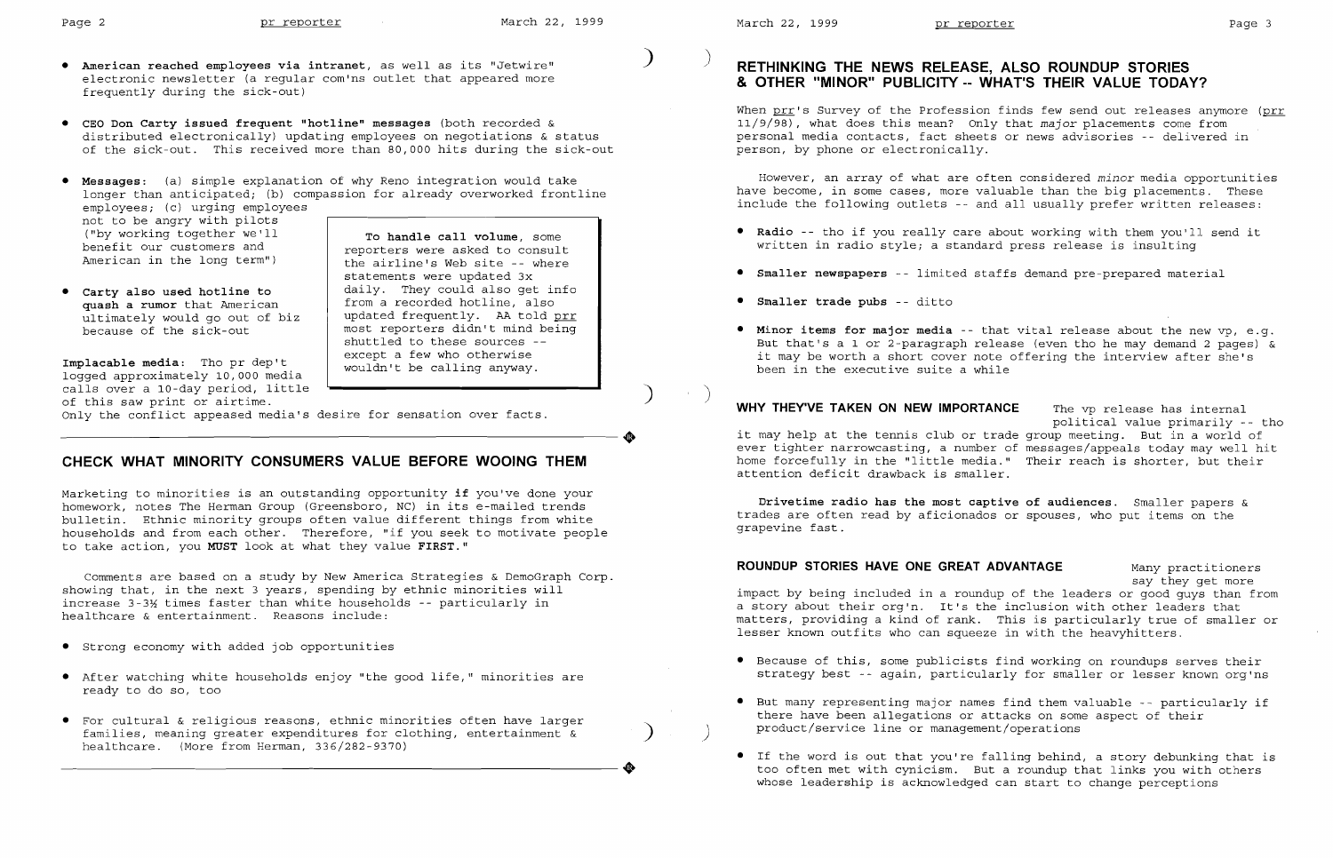- **American reached employees via intranet**, as well as its "Jetwire" electronic newsletter (a regular com'ns outlet that appeared more frequently during the sick-out)

- **CEO Don Carty issued frequent "hotline" messages** (both recorded & distributed electronically) updating employees on negotiations & status of the sick-out. This received more than 80,000 hits during the sick-out

- **Messages**: (a) simple explanation of why Reno integration would take longer than anticipated; (b) compassion for already overworked frontline employees; (c) urging employees not to be angry with pilots ("by working together we'll benefit our customers and American in the long term")

- **Carty also used hotline to quash a rumor** that American ultimately would go out of biz because of the sick-out

**To handle call volume**, some reporters were asked to consult the airline's Web site -- where statements were updated 3x daily. They could also get info from a recorded hotline, also updated frequently. AA told prr most reporters didn't mind being shuttled to these sources -- except a few who otherwise wouldn't be calling anyway.

**Implacable media**: Tho pr dep't logged approximately 10,000 media calls over a 10-day period, little of this saw print or airtime. Only the conflict appeased media's desire for sensation over facts.

## CHECK WHAT MINORITY CONSUMERS VALUE BEFORE WOOING THEM

Marketing to minorities is an outstanding opportunity **if** you've done your homework, notes The Herman Group (Greensboro, NC) in its e-mailed trends bulletin. Ethnic minority groups often value different things from white households and from each other. Therefore, "if you seek to motivate people to take action, you **MUST** look at what they value **FIRST**."

Comments are based on a study by New America Strategies & DemoGraph Corp. showing that, in the next 3 years, spending by ethnic minorities will increase 3-3½ times faster than white households -- particularly in healthcare & entertainment. Reasons include:

- Strong economy with added job opportunities

- After watching white households enjoy "the good life," minorities are ready to do so, too

- For cultural & religious reasons, ethnic minorities often have larger families, meaning greater expenditures for clothing, entertainment & healthcare. (More from Herman, 336/282-9370)

## RETHINKING THE NEWS RELEASE, ALSO ROUNDUP STORIES & OTHER "MINOR" PUBLICITY -- WHAT'S THEIR VALUE TODAY?

When prr's Survey of the Profession finds few send out releases anymore (prr 11/9/98), what does this mean? Only that *major* placements come from personal media contacts, fact sheets or news advisories -- delivered in person, by phone or electronically.

However, an array of what are often considered *minor* media opportunities have become, in some cases, more valuable than the big placements. These include the following outlets -- and all usually prefer written releases:

- **Radio** -- tho if you really care about working with them you'll send it written in radio style; a standard press release is insulting

- **Smaller newspapers** -- limited staffs demand pre-prepared material

- **Smaller trade pubs** -- ditto

- **Minor items for major media** -- that vital release about the new vp, e.g. But that's a 1 or 2-paragraph release (even tho he may demand 2 pages) & it may be worth a short cover note offering the interview after she's been in the executive suite a while

**WHY THEY'VE TAKEN ON NEW IMPORTANCE** The vp release has internal political value primarily -- tho it may help at the tennis club or trade group meeting. But in a world of ever tighter narrowcasting, a number of messages/appeals today may well hit home forcefully in the "little media." Their reach is shorter, but their attention deficit drawback is smaller.

**Drivetime radio has the most captive of audiences**. Smaller papers & trades are often read by aficionados or spouses, who put items on the grapevine fast.

**ROUNDUP STORIES HAVE ONE GREAT ADVANTAGE** Many practitioners say they get more impact by being included in a roundup of the leaders or good guys than from a story about their org'n. It's the inclusion with other leaders that matters, providing a kind of rank. This is particularly true of smaller or lesser known outfits who can squeeze in with the heavyhitters.

- Because of this, some publicists find working on roundups serves their strategy best -- again, particularly for smaller or lesser known org'ns

- But many representing major names find them valuable -- particularly if there have been allegations or attacks on some aspect of their product/service line or management/operations

- If the word is out that you're falling behind, a story debunking that is too often met with cynicism. But a roundup that links you with others whose leadership is acknowledged can start to change perceptions